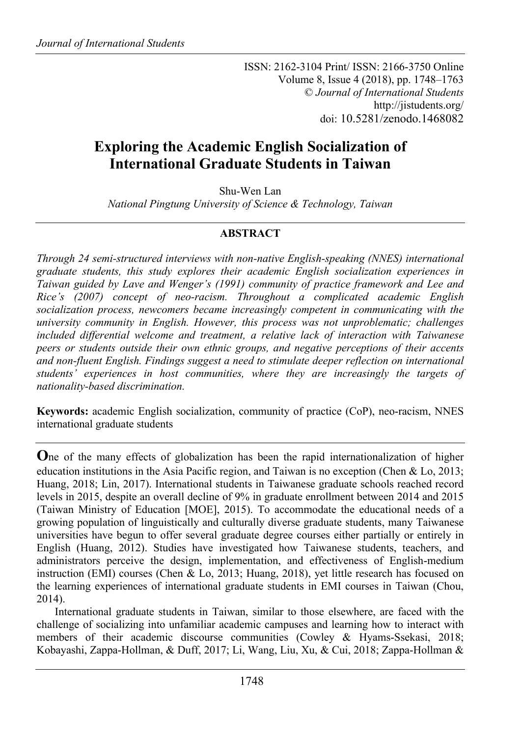ISSN: 2162-3104 Print/ ISSN: 2166-3750 Online
Volume 8, Issue 4 (2018), pp. 1748–1763
© *Journal of International Students*
http://jistudents.org/
doi: 10.5281/zenodo.1468082

# Exploring the Academic English Socialization of International Graduate Students in Taiwan

Shu-Wen Lan
*National Pingtung University of Science & Technology, Taiwan*

## ABSTRACT

*Through 24 semi-structured interviews with non-native English-speaking (NNES) international graduate students, this study explores their academic English socialization experiences in Taiwan guided by Lave and Wenger's (1991) community of practice framework and Lee and Rice's (2007) concept of neo-racism. Throughout a complicated academic English socialization process, newcomers became increasingly competent in communicating with the university community in English. However, this process was not unproblematic; challenges included differential welcome and treatment, a relative lack of interaction with Taiwanese peers or students outside their own ethnic groups, and negative perceptions of their accents and non-fluent English. Findings suggest a need to stimulate deeper reflection on international students' experiences in host communities, where they are increasingly the targets of nationality-based discrimination.*

**Keywords:** academic English socialization, community of practice (CoP), neo-racism, NNES international graduate students

**O**ne of the many effects of globalization has been the rapid internationalization of higher education institutions in the Asia Pacific region, and Taiwan is no exception (Chen & Lo, 2013; Huang, 2018; Lin, 2017). International students in Taiwanese graduate schools reached record levels in 2015, despite an overall decline of 9% in graduate enrollment between 2014 and 2015 (Taiwan Ministry of Education [MOE], 2015). To accommodate the educational needs of a growing population of linguistically and culturally diverse graduate students, many Taiwanese universities have begun to offer several graduate degree courses either partially or entirely in English (Huang, 2012). Studies have investigated how Taiwanese students, teachers, and administrators perceive the design, implementation, and effectiveness of English-medium instruction (EMI) courses (Chen & Lo, 2013; Huang, 2018), yet little research has focused on the learning experiences of international graduate students in EMI courses in Taiwan (Chou, 2014).

International graduate students in Taiwan, similar to those elsewhere, are faced with the challenge of socializing into unfamiliar academic campuses and learning how to interact with members of their academic discourse communities (Cowley & Hyams-Ssekasi, 2018; Kobayashi, Zappa-Hollman, & Duff, 2017; Li, Wang, Liu, Xu, & Cui, 2018; Zappa-Hollman &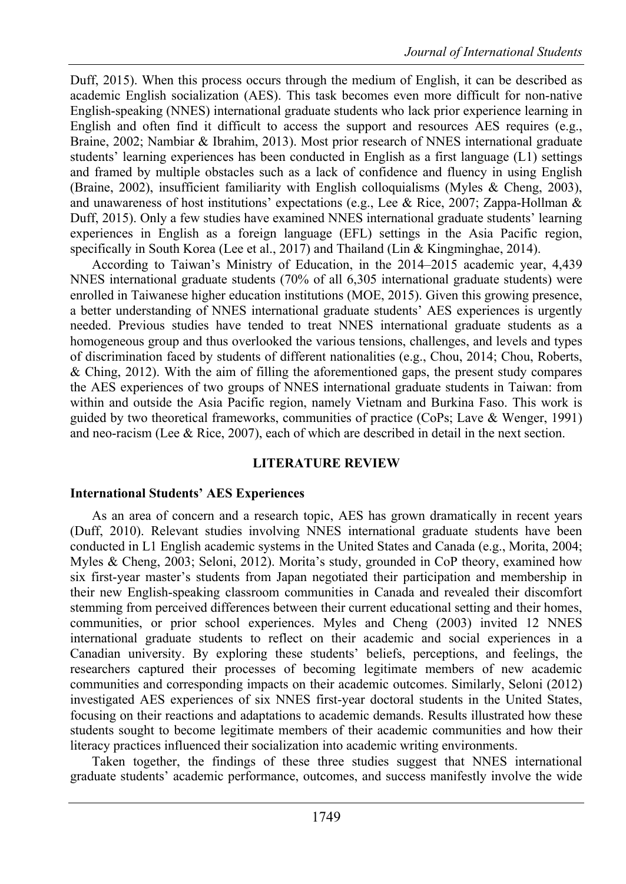Duff, 2015). When this process occurs through the medium of English, it can be described as academic English socialization (AES). This task becomes even more difficult for non-native English-speaking (NNES) international graduate students who lack prior experience learning in English and often find it difficult to access the support and resources AES requires (e.g., Braine, 2002; Nambiar & Ibrahim, 2013). Most prior research of NNES international graduate students' learning experiences has been conducted in English as a first language (L1) settings and framed by multiple obstacles such as a lack of confidence and fluency in using English (Braine, 2002), insufficient familiarity with English colloquialisms (Myles & Cheng, 2003), and unawareness of host institutions' expectations (e.g., Lee & Rice, 2007; Zappa-Hollman & Duff, 2015). Only a few studies have examined NNES international graduate students' learning experiences in English as a foreign language (EFL) settings in the Asia Pacific region, specifically in South Korea (Lee et al., 2017) and Thailand (Lin & Kingminghae, 2014).

According to Taiwan's Ministry of Education, in the 2014–2015 academic year, 4,439 NNES international graduate students (70% of all 6,305 international graduate students) were enrolled in Taiwanese higher education institutions (MOE, 2015). Given this growing presence, a better understanding of NNES international graduate students' AES experiences is urgently needed. Previous studies have tended to treat NNES international graduate students as a homogeneous group and thus overlooked the various tensions, challenges, and levels and types of discrimination faced by students of different nationalities (e.g., Chou, 2014; Chou, Roberts, & Ching, 2012). With the aim of filling the aforementioned gaps, the present study compares the AES experiences of two groups of NNES international graduate students in Taiwan: from within and outside the Asia Pacific region, namely Vietnam and Burkina Faso. This work is guided by two theoretical frameworks, communities of practice (CoPs; Lave & Wenger, 1991) and neo-racism (Lee & Rice, 2007), each of which are described in detail in the next section.

## LITERATURE REVIEW

### International Students' AES Experiences

As an area of concern and a research topic, AES has grown dramatically in recent years (Duff, 2010). Relevant studies involving NNES international graduate students have been conducted in L1 English academic systems in the United States and Canada (e.g., Morita, 2004; Myles & Cheng, 2003; Seloni, 2012). Morita's study, grounded in CoP theory, examined how six first-year master's students from Japan negotiated their participation and membership in their new English-speaking classroom communities in Canada and revealed their discomfort stemming from perceived differences between their current educational setting and their homes, communities, or prior school experiences. Myles and Cheng (2003) invited 12 NNES international graduate students to reflect on their academic and social experiences in a Canadian university. By exploring these students' beliefs, perceptions, and feelings, the researchers captured their processes of becoming legitimate members of new academic communities and corresponding impacts on their academic outcomes. Similarly, Seloni (2012) investigated AES experiences of six NNES first-year doctoral students in the United States, focusing on their reactions and adaptations to academic demands. Results illustrated how these students sought to become legitimate members of their academic communities and how their literacy practices influenced their socialization into academic writing environments.

Taken together, the findings of these three studies suggest that NNES international graduate students' academic performance, outcomes, and success manifestly involve the wide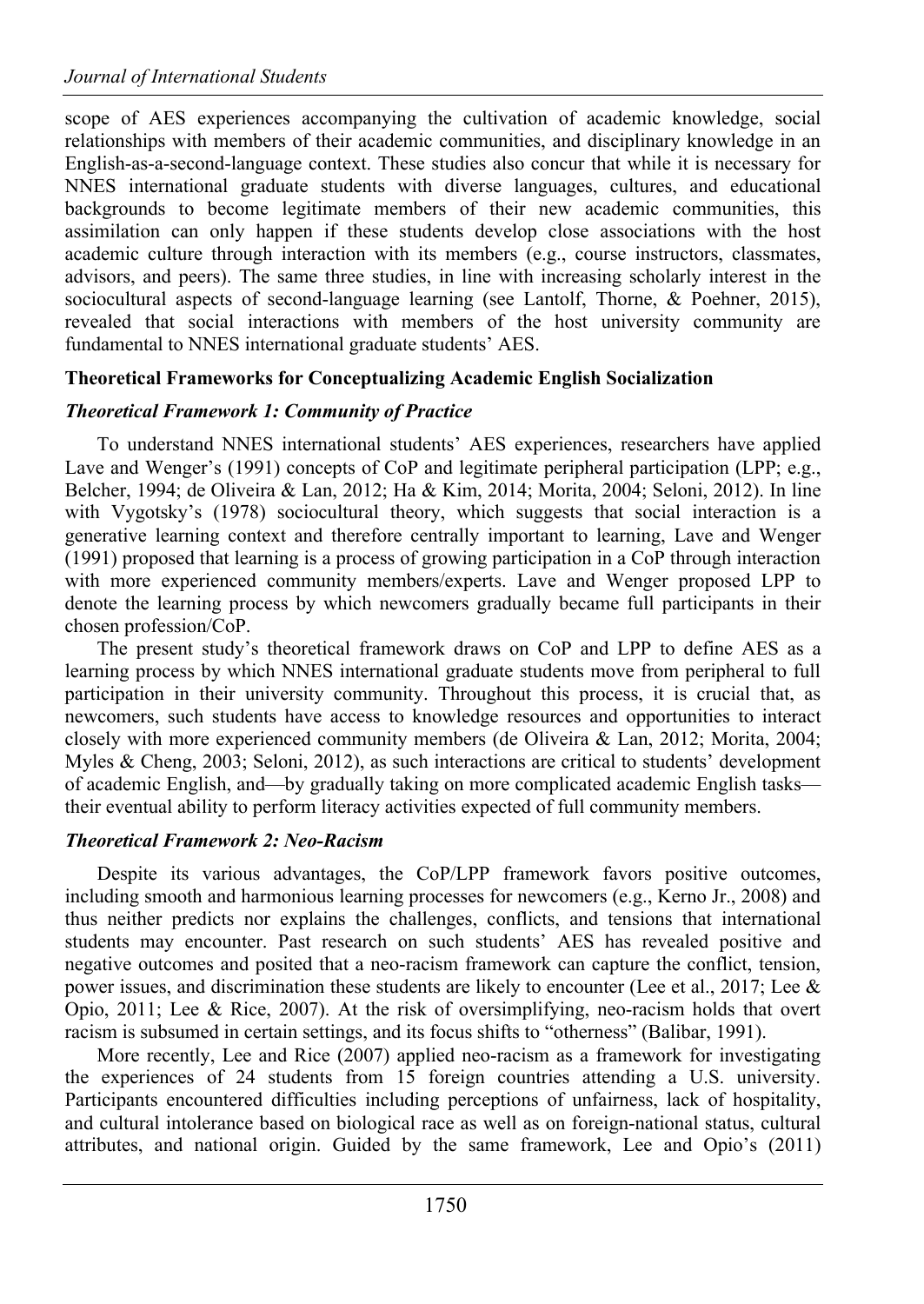scope of AES experiences accompanying the cultivation of academic knowledge, social relationships with members of their academic communities, and disciplinary knowledge in an English-as-a-second-language context. These studies also concur that while it is necessary for NNES international graduate students with diverse languages, cultures, and educational backgrounds to become legitimate members of their new academic communities, this assimilation can only happen if these students develop close associations with the host academic culture through interaction with its members (e.g., course instructors, classmates, advisors, and peers). The same three studies, in line with increasing scholarly interest in the sociocultural aspects of second-language learning (see Lantolf, Thorne, & Poehner, 2015), revealed that social interactions with members of the host university community are fundamental to NNES international graduate students' AES.

## Theoretical Frameworks for Conceptualizing Academic English Socialization

### *Theoretical Framework 1: Community of Practice*

To understand NNES international students' AES experiences, researchers have applied Lave and Wenger's (1991) concepts of CoP and legitimate peripheral participation (LPP; e.g., Belcher, 1994; de Oliveira & Lan, 2012; Ha & Kim, 2014; Morita, 2004; Seloni, 2012). In line with Vygotsky's (1978) sociocultural theory, which suggests that social interaction is a generative learning context and therefore centrally important to learning, Lave and Wenger (1991) proposed that learning is a process of growing participation in a CoP through interaction with more experienced community members/experts. Lave and Wenger proposed LPP to denote the learning process by which newcomers gradually became full participants in their chosen profession/CoP.

The present study's theoretical framework draws on CoP and LPP to define AES as a learning process by which NNES international graduate students move from peripheral to full participation in their university community. Throughout this process, it is crucial that, as newcomers, such students have access to knowledge resources and opportunities to interact closely with more experienced community members (de Oliveira & Lan, 2012; Morita, 2004; Myles & Cheng, 2003; Seloni, 2012), as such interactions are critical to students' development of academic English, and—by gradually taking on more complicated academic English tasks—their eventual ability to perform literacy activities expected of full community members.

### *Theoretical Framework 2: Neo-Racism*

Despite its various advantages, the CoP/LPP framework favors positive outcomes, including smooth and harmonious learning processes for newcomers (e.g., Kerno Jr., 2008) and thus neither predicts nor explains the challenges, conflicts, and tensions that international students may encounter. Past research on such students' AES has revealed positive and negative outcomes and posited that a neo-racism framework can capture the conflict, tension, power issues, and discrimination these students are likely to encounter (Lee et al., 2017; Lee & Opio, 2011; Lee & Rice, 2007). At the risk of oversimplifying, neo-racism holds that overt racism is subsumed in certain settings, and its focus shifts to "otherness" (Balibar, 1991).

More recently, Lee and Rice (2007) applied neo-racism as a framework for investigating the experiences of 24 students from 15 foreign countries attending a U.S. university. Participants encountered difficulties including perceptions of unfairness, lack of hospitality, and cultural intolerance based on biological race as well as on foreign-national status, cultural attributes, and national origin. Guided by the same framework, Lee and Opio's (2011)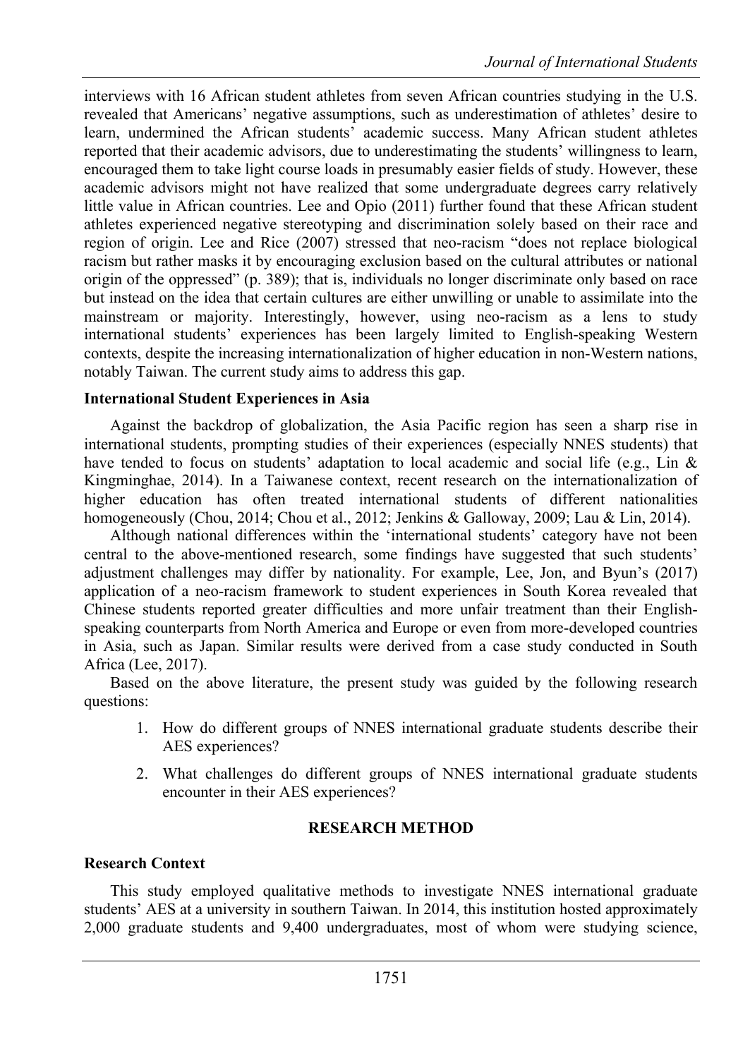interviews with 16 African student athletes from seven African countries studying in the U.S. revealed that Americans' negative assumptions, such as underestimation of athletes' desire to learn, undermined the African students' academic success. Many African student athletes reported that their academic advisors, due to underestimating the students' willingness to learn, encouraged them to take light course loads in presumably easier fields of study. However, these academic advisors might not have realized that some undergraduate degrees carry relatively little value in African countries. Lee and Opio (2011) further found that these African student athletes experienced negative stereotyping and discrimination solely based on their race and region of origin. Lee and Rice (2007) stressed that neo-racism "does not replace biological racism but rather masks it by encouraging exclusion based on the cultural attributes or national origin of the oppressed" (p. 389); that is, individuals no longer discriminate only based on race but instead on the idea that certain cultures are either unwilling or unable to assimilate into the mainstream or majority. Interestingly, however, using neo-racism as a lens to study international students' experiences has been largely limited to English-speaking Western contexts, despite the increasing internationalization of higher education in non-Western nations, notably Taiwan. The current study aims to address this gap.

### International Student Experiences in Asia

Against the backdrop of globalization, the Asia Pacific region has seen a sharp rise in international students, prompting studies of their experiences (especially NNES students) that have tended to focus on students' adaptation to local academic and social life (e.g., Lin & Kingminghae, 2014). In a Taiwanese context, recent research on the internationalization of higher education has often treated international students of different nationalities homogeneously (Chou, 2014; Chou et al., 2012; Jenkins & Galloway, 2009; Lau & Lin, 2014).

Although national differences within the 'international students' category have not been central to the above-mentioned research, some findings have suggested that such students' adjustment challenges may differ by nationality. For example, Lee, Jon, and Byun's (2017) application of a neo-racism framework to student experiences in South Korea revealed that Chinese students reported greater difficulties and more unfair treatment than their English-speaking counterparts from North America and Europe or even from more-developed countries in Asia, such as Japan. Similar results were derived from a case study conducted in South Africa (Lee, 2017).

Based on the above literature, the present study was guided by the following research questions:

1. How do different groups of NNES international graduate students describe their AES experiences?
2. What challenges do different groups of NNES international graduate students encounter in their AES experiences?

## RESEARCH METHOD

### Research Context

This study employed qualitative methods to investigate NNES international graduate students' AES at a university in southern Taiwan. In 2014, this institution hosted approximately 2,000 graduate students and 9,400 undergraduates, most of whom were studying science,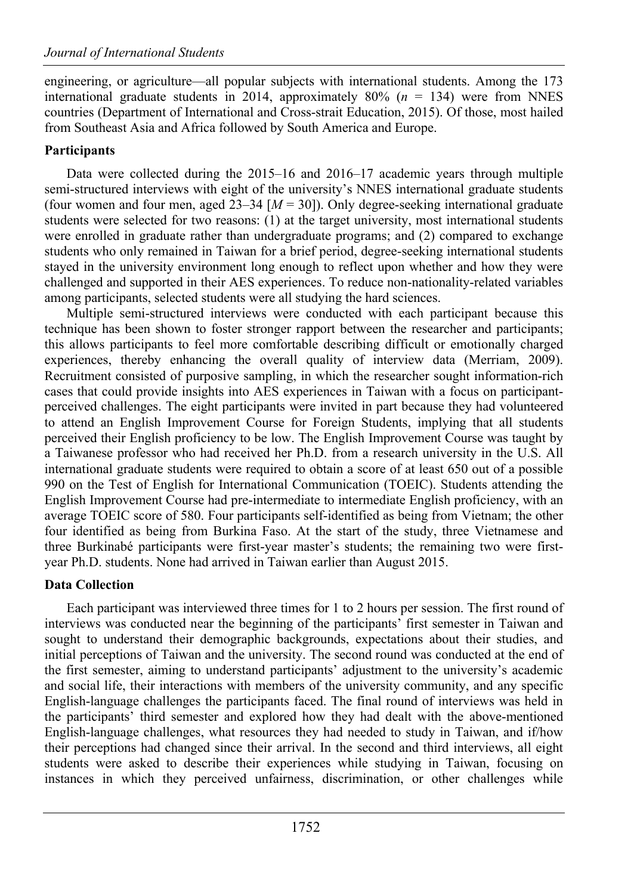engineering, or agriculture—all popular subjects with international students. Among the 173 international graduate students in 2014, approximately 80% ($n$ = 134) were from NNES countries (Department of International and Cross-strait Education, 2015). Of those, most hailed from Southeast Asia and Africa followed by South America and Europe.

### Participants

Data were collected during the 2015–16 and 2016–17 academic years through multiple semi-structured interviews with eight of the university's NNES international graduate students (four women and four men, aged 23–34 [$M$ = 30]). Only degree-seeking international graduate students were selected for two reasons: (1) at the target university, most international students were enrolled in graduate rather than undergraduate programs; and (2) compared to exchange students who only remained in Taiwan for a brief period, degree-seeking international students stayed in the university environment long enough to reflect upon whether and how they were challenged and supported in their AES experiences. To reduce non-nationality-related variables among participants, selected students were all studying the hard sciences.

Multiple semi-structured interviews were conducted with each participant because this technique has been shown to foster stronger rapport between the researcher and participants; this allows participants to feel more comfortable describing difficult or emotionally charged experiences, thereby enhancing the overall quality of interview data (Merriam, 2009). Recruitment consisted of purposive sampling, in which the researcher sought information-rich cases that could provide insights into AES experiences in Taiwan with a focus on participant-perceived challenges. The eight participants were invited in part because they had volunteered to attend an English Improvement Course for Foreign Students, implying that all students perceived their English proficiency to be low. The English Improvement Course was taught by a Taiwanese professor who had received her Ph.D. from a research university in the U.S. All international graduate students were required to obtain a score of at least 650 out of a possible 990 on the Test of English for International Communication (TOEIC). Students attending the English Improvement Course had pre-intermediate to intermediate English proficiency, with an average TOEIC score of 580. Four participants self-identified as being from Vietnam; the other four identified as being from Burkina Faso. At the start of the study, three Vietnamese and three Burkinabé participants were first-year master's students; the remaining two were first-year Ph.D. students. None had arrived in Taiwan earlier than August 2015.

### Data Collection

Each participant was interviewed three times for 1 to 2 hours per session. The first round of interviews was conducted near the beginning of the participants' first semester in Taiwan and sought to understand their demographic backgrounds, expectations about their studies, and initial perceptions of Taiwan and the university. The second round was conducted at the end of the first semester, aiming to understand participants' adjustment to the university's academic and social life, their interactions with members of the university community, and any specific English-language challenges the participants faced. The final round of interviews was held in the participants' third semester and explored how they had dealt with the above-mentioned English-language challenges, what resources they had needed to study in Taiwan, and if/how their perceptions had changed since their arrival. In the second and third interviews, all eight students were asked to describe their experiences while studying in Taiwan, focusing on instances in which they perceived unfairness, discrimination, or other challenges while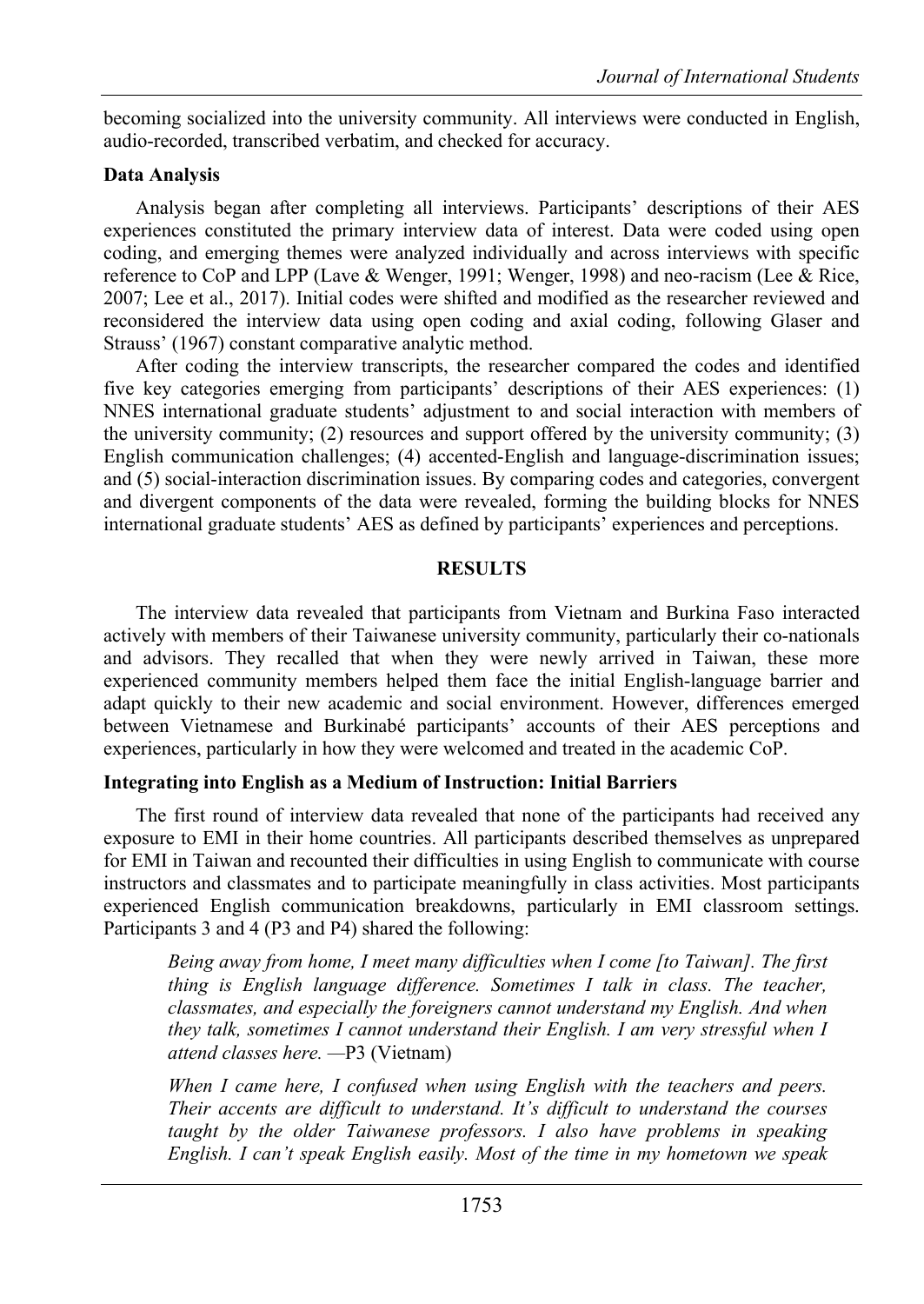becoming socialized into the university community. All interviews were conducted in English, audio-recorded, transcribed verbatim, and checked for accuracy.

### Data Analysis

Analysis began after completing all interviews. Participants' descriptions of their AES experiences constituted the primary interview data of interest. Data were coded using open coding, and emerging themes were analyzed individually and across interviews with specific reference to CoP and LPP (Lave & Wenger, 1991; Wenger, 1998) and neo-racism (Lee & Rice, 2007; Lee et al., 2017). Initial codes were shifted and modified as the researcher reviewed and reconsidered the interview data using open coding and axial coding, following Glaser and Strauss' (1967) constant comparative analytic method.

After coding the interview transcripts, the researcher compared the codes and identified five key categories emerging from participants' descriptions of their AES experiences: (1) NNES international graduate students' adjustment to and social interaction with members of the university community; (2) resources and support offered by the university community; (3) English communication challenges; (4) accented-English and language-discrimination issues; and (5) social-interaction discrimination issues. By comparing codes and categories, convergent and divergent components of the data were revealed, forming the building blocks for NNES international graduate students' AES as defined by participants' experiences and perceptions.

## RESULTS

The interview data revealed that participants from Vietnam and Burkina Faso interacted actively with members of their Taiwanese university community, particularly their co-nationals and advisors. They recalled that when they were newly arrived in Taiwan, these more experienced community members helped them face the initial English-language barrier and adapt quickly to their new academic and social environment. However, differences emerged between Vietnamese and Burkinabé participants' accounts of their AES perceptions and experiences, particularly in how they were welcomed and treated in the academic CoP.

### Integrating into English as a Medium of Instruction: Initial Barriers

The first round of interview data revealed that none of the participants had received any exposure to EMI in their home countries. All participants described themselves as unprepared for EMI in Taiwan and recounted their difficulties in using English to communicate with course instructors and classmates and to participate meaningfully in class activities. Most participants experienced English communication breakdowns, particularly in EMI classroom settings. Participants 3 and 4 (P3 and P4) shared the following:

> *Being away from home, I meet many difficulties when I come [to Taiwan]. The first thing is English language difference. Sometimes I talk in class. The teacher, classmates, and especially the foreigners cannot understand my English. And when they talk, sometimes I cannot understand their English. I am very stressful when I attend classes here.* —P3 (Vietnam)

> *When I came here, I confused when using English with the teachers and peers. Their accents are difficult to understand. It's difficult to understand the courses taught by the older Taiwanese professors. I also have problems in speaking English. I can't speak English easily. Most of the time in my hometown we speak*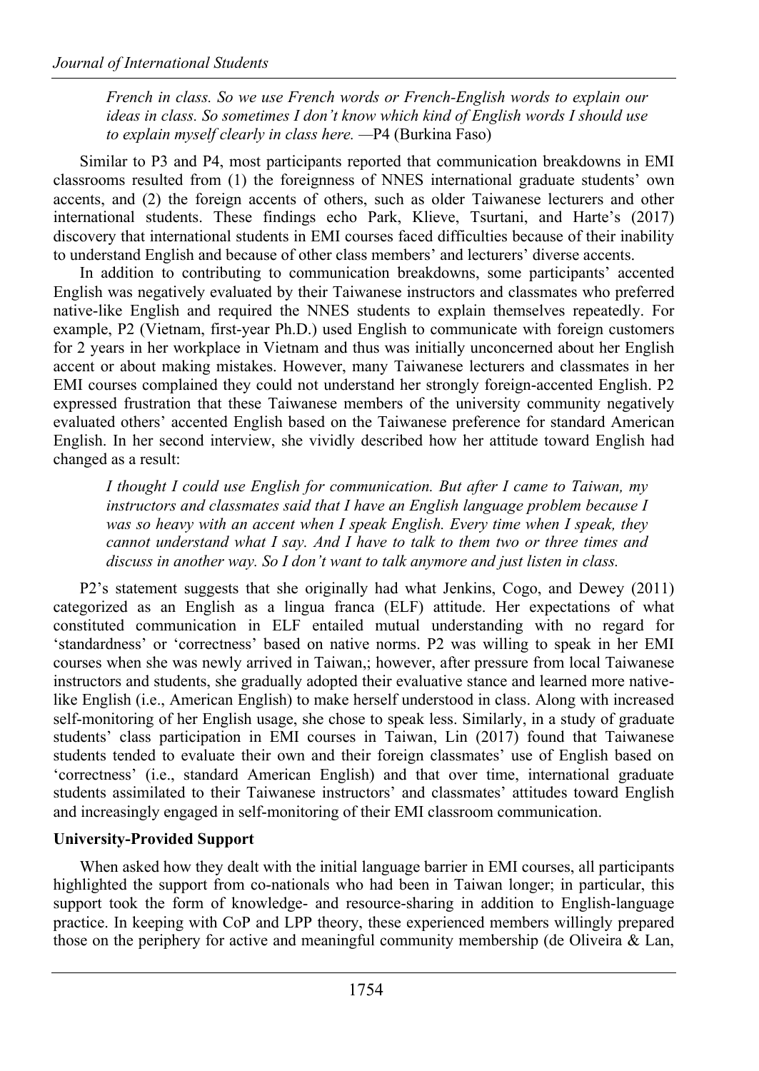*French in class. So we use French words or French-English words to explain our ideas in class. So sometimes I don't know which kind of English words I should use to explain myself clearly in class here.* —P4 (Burkina Faso)

Similar to P3 and P4, most participants reported that communication breakdowns in EMI classrooms resulted from (1) the foreignness of NNES international graduate students' own accents, and (2) the foreign accents of others, such as older Taiwanese lecturers and other international students. These findings echo Park, Klieve, Tsurtani, and Harte's (2017) discovery that international students in EMI courses faced difficulties because of their inability to understand English and because of other class members' and lecturers' diverse accents.

In addition to contributing to communication breakdowns, some participants' accented English was negatively evaluated by their Taiwanese instructors and classmates who preferred native-like English and required the NNES students to explain themselves repeatedly. For example, P2 (Vietnam, first-year Ph.D.) used English to communicate with foreign customers for 2 years in her workplace in Vietnam and thus was initially unconcerned about her English accent or about making mistakes. However, many Taiwanese lecturers and classmates in her EMI courses complained they could not understand her strongly foreign-accented English. P2 expressed frustration that these Taiwanese members of the university community negatively evaluated others' accented English based on the Taiwanese preference for standard American English. In her second interview, she vividly described how her attitude toward English had changed as a result:

*I thought I could use English for communication. But after I came to Taiwan, my instructors and classmates said that I have an English language problem because I was so heavy with an accent when I speak English. Every time when I speak, they cannot understand what I say. And I have to talk to them two or three times and discuss in another way. So I don't want to talk anymore and just listen in class.*

P2's statement suggests that she originally had what Jenkins, Cogo, and Dewey (2011) categorized as an English as a lingua franca (ELF) attitude. Her expectations of what constituted communication in ELF entailed mutual understanding with no regard for 'standardness' or 'correctness' based on native norms. P2 was willing to speak in her EMI courses when she was newly arrived in Taiwan,; however, after pressure from local Taiwanese instructors and students, she gradually adopted their evaluative stance and learned more native-like English (i.e., American English) to make herself understood in class. Along with increased self-monitoring of her English usage, she chose to speak less. Similarly, in a study of graduate students' class participation in EMI courses in Taiwan, Lin (2017) found that Taiwanese students tended to evaluate their own and their foreign classmates' use of English based on 'correctness' (i.e., standard American English) and that over time, international graduate students assimilated to their Taiwanese instructors' and classmates' attitudes toward English and increasingly engaged in self-monitoring of their EMI classroom communication.

**University-Provided Support**

When asked how they dealt with the initial language barrier in EMI courses, all participants highlighted the support from co-nationals who had been in Taiwan longer; in particular, this support took the form of knowledge- and resource-sharing in addition to English-language practice. In keeping with CoP and LPP theory, these experienced members willingly prepared those on the periphery for active and meaningful community membership (de Oliveira & Lan,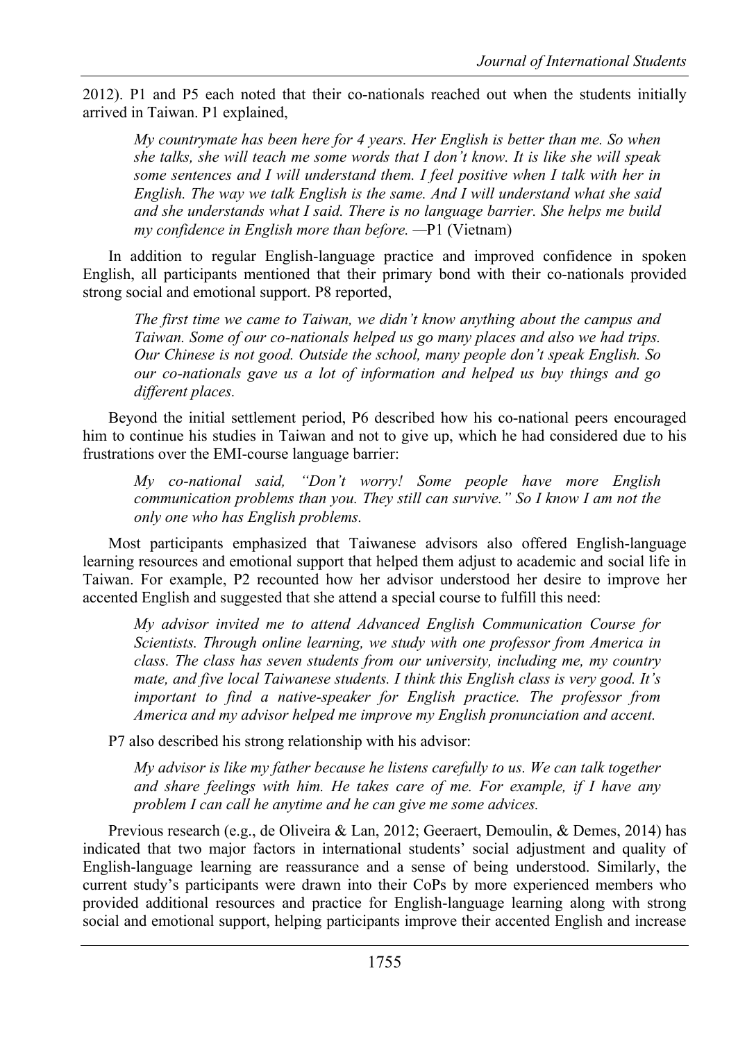2012). P1 and P5 each noted that their co-nationals reached out when the students initially arrived in Taiwan. P1 explained,

> *My countrymate has been here for 4 years. Her English is better than me. So when she talks, she will teach me some words that I don't know. It is like she will speak some sentences and I will understand them. I feel positive when I talk with her in English. The way we talk English is the same. And I will understand what she said and she understands what I said. There is no language barrier. She helps me build my confidence in English more than before.* —P1 (Vietnam)

In addition to regular English-language practice and improved confidence in spoken English, all participants mentioned that their primary bond with their co-nationals provided strong social and emotional support. P8 reported,

> *The first time we came to Taiwan, we didn't know anything about the campus and Taiwan. Some of our co-nationals helped us go many places and also we had trips. Our Chinese is not good. Outside the school, many people don't speak English. So our co-nationals gave us a lot of information and helped us buy things and go different places.*

Beyond the initial settlement period, P6 described how his co-national peers encouraged him to continue his studies in Taiwan and not to give up, which he had considered due to his frustrations over the EMI-course language barrier:

> *My co-national said, "Don't worry! Some people have more English communication problems than you. They still can survive." So I know I am not the only one who has English problems.*

Most participants emphasized that Taiwanese advisors also offered English-language learning resources and emotional support that helped them adjust to academic and social life in Taiwan. For example, P2 recounted how her advisor understood her desire to improve her accented English and suggested that she attend a special course to fulfill this need:

> *My advisor invited me to attend Advanced English Communication Course for Scientists. Through online learning, we study with one professor from America in class. The class has seven students from our university, including me, my country mate, and five local Taiwanese students. I think this English class is very good. It's important to find a native-speaker for English practice. The professor from America and my advisor helped me improve my English pronunciation and accent.*

P7 also described his strong relationship with his advisor:

> *My advisor is like my father because he listens carefully to us. We can talk together and share feelings with him. He takes care of me. For example, if I have any problem I can call he anytime and he can give me some advices.*

Previous research (e.g., de Oliveira & Lan, 2012; Geeraert, Demoulin, & Demes, 2014) has indicated that two major factors in international students' social adjustment and quality of English-language learning are reassurance and a sense of being understood. Similarly, the current study's participants were drawn into their CoPs by more experienced members who provided additional resources and practice for English-language learning along with strong social and emotional support, helping participants improve their accented English and increase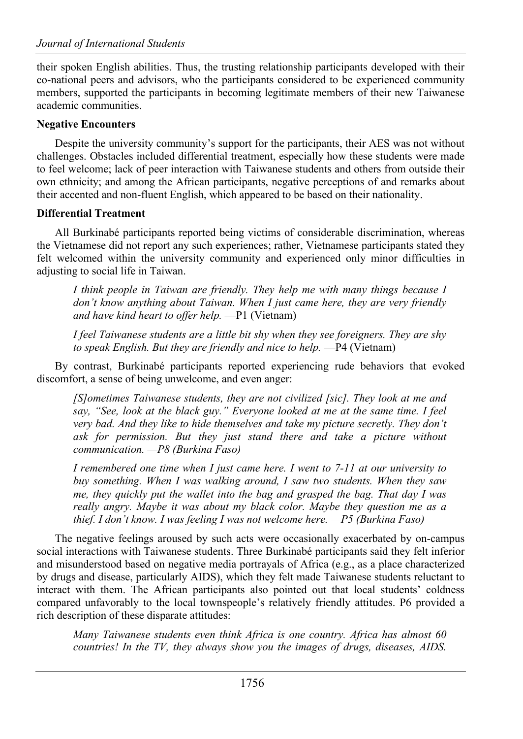their spoken English abilities. Thus, the trusting relationship participants developed with their co-national peers and advisors, who the participants considered to be experienced community members, supported the participants in becoming legitimate members of their new Taiwanese academic communities.

**Negative Encounters**

Despite the university community's support for the participants, their AES was not without challenges. Obstacles included differential treatment, especially how these students were made to feel welcome; lack of peer interaction with Taiwanese students and others from outside their own ethnicity; and among the African participants, negative perceptions of and remarks about their accented and non-fluent English, which appeared to be based on their nationality.

**Differential Treatment**

All Burkinabé participants reported being victims of considerable discrimination, whereas the Vietnamese did not report any such experiences; rather, Vietnamese participants stated they felt welcomed within the university community and experienced only minor difficulties in adjusting to social life in Taiwan.

> *I think people in Taiwan are friendly. They help me with many things because I don't know anything about Taiwan. When I just came here, they are very friendly and have kind heart to offer help.* —P1 (Vietnam)

> *I feel Taiwanese students are a little bit shy when they see foreigners. They are shy to speak English. But they are friendly and nice to help.* —P4 (Vietnam)

By contrast, Burkinabé participants reported experiencing rude behaviors that evoked discomfort, a sense of being unwelcome, and even anger:

> *[S]ometimes Taiwanese students, they are not civilized [sic]. They look at me and say, "See, look at the black guy." Everyone looked at me at the same time. I feel very bad. And they like to hide themselves and take my picture secretly. They don't ask for permission. But they just stand there and take a picture without communication. —P8 (Burkina Faso)*

> *I remembered one time when I just came here. I went to 7-11 at our university to buy something. When I was walking around, I saw two students. When they saw me, they quickly put the wallet into the bag and grasped the bag. That day I was really angry. Maybe it was about my black color. Maybe they question me as a thief. I don't know. I was feeling I was not welcome here. —P5 (Burkina Faso)*

The negative feelings aroused by such acts were occasionally exacerbated by on-campus social interactions with Taiwanese students. Three Burkinabé participants said they felt inferior and misunderstood based on negative media portrayals of Africa (e.g., as a place characterized by drugs and disease, particularly AIDS), which they felt made Taiwanese students reluctant to interact with them. The African participants also pointed out that local students' coldness compared unfavorably to the local townspeople's relatively friendly attitudes. P6 provided a rich description of these disparate attitudes:

> *Many Taiwanese students even think Africa is one country. Africa has almost 60 countries! In the TV, they always show you the images of drugs, diseases, AIDS.*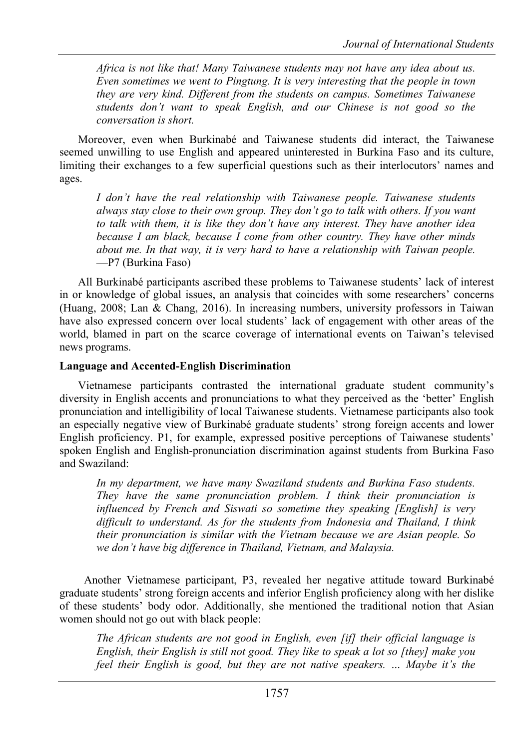*Africa is not like that! Many Taiwanese students may not have any idea about us. Even sometimes we went to Pingtung. It is very interesting that the people in town they are very kind. Different from the students on campus. Sometimes Taiwanese students don't want to speak English, and our Chinese is not good so the conversation is short.*

Moreover, even when Burkinabé and Taiwanese students did interact, the Taiwanese seemed unwilling to use English and appeared uninterested in Burkina Faso and its culture, limiting their exchanges to a few superficial questions such as their interlocutors' names and ages.

*I don't have the real relationship with Taiwanese people. Taiwanese students always stay close to their own group. They don't go to talk with others. If you want to talk with them, it is like they don't have any interest. They have another idea because I am black, because I come from other country. They have other minds about me. In that way, it is very hard to have a relationship with Taiwan people.* —P7 (Burkina Faso)

All Burkinabé participants ascribed these problems to Taiwanese students' lack of interest in or knowledge of global issues, an analysis that coincides with some researchers' concerns (Huang, 2008; Lan & Chang, 2016). In increasing numbers, university professors in Taiwan have also expressed concern over local students' lack of engagement with other areas of the world, blamed in part on the scarce coverage of international events on Taiwan's televised news programs.

**Language and Accented-English Discrimination**

Vietnamese participants contrasted the international graduate student community's diversity in English accents and pronunciations to what they perceived as the 'better' English pronunciation and intelligibility of local Taiwanese students. Vietnamese participants also took an especially negative view of Burkinabé graduate students' strong foreign accents and lower English proficiency. P1, for example, expressed positive perceptions of Taiwanese students' spoken English and English-pronunciation discrimination against students from Burkina Faso and Swaziland:

*In my department, we have many Swaziland students and Burkina Faso students. They have the same pronunciation problem. I think their pronunciation is influenced by French and Siswati so sometime they speaking [English] is very difficult to understand. As for the students from Indonesia and Thailand, I think their pronunciation is similar with the Vietnam because we are Asian people. So we don't have big difference in Thailand, Vietnam, and Malaysia.*

Another Vietnamese participant, P3, revealed her negative attitude toward Burkinabé graduate students' strong foreign accents and inferior English proficiency along with her dislike of these students' body odor. Additionally, she mentioned the traditional notion that Asian women should not go out with black people:

*The African students are not good in English, even [if] their official language is English, their English is still not good. They like to speak a lot so [they] make you feel their English is good, but they are not native speakers. … Maybe it's the*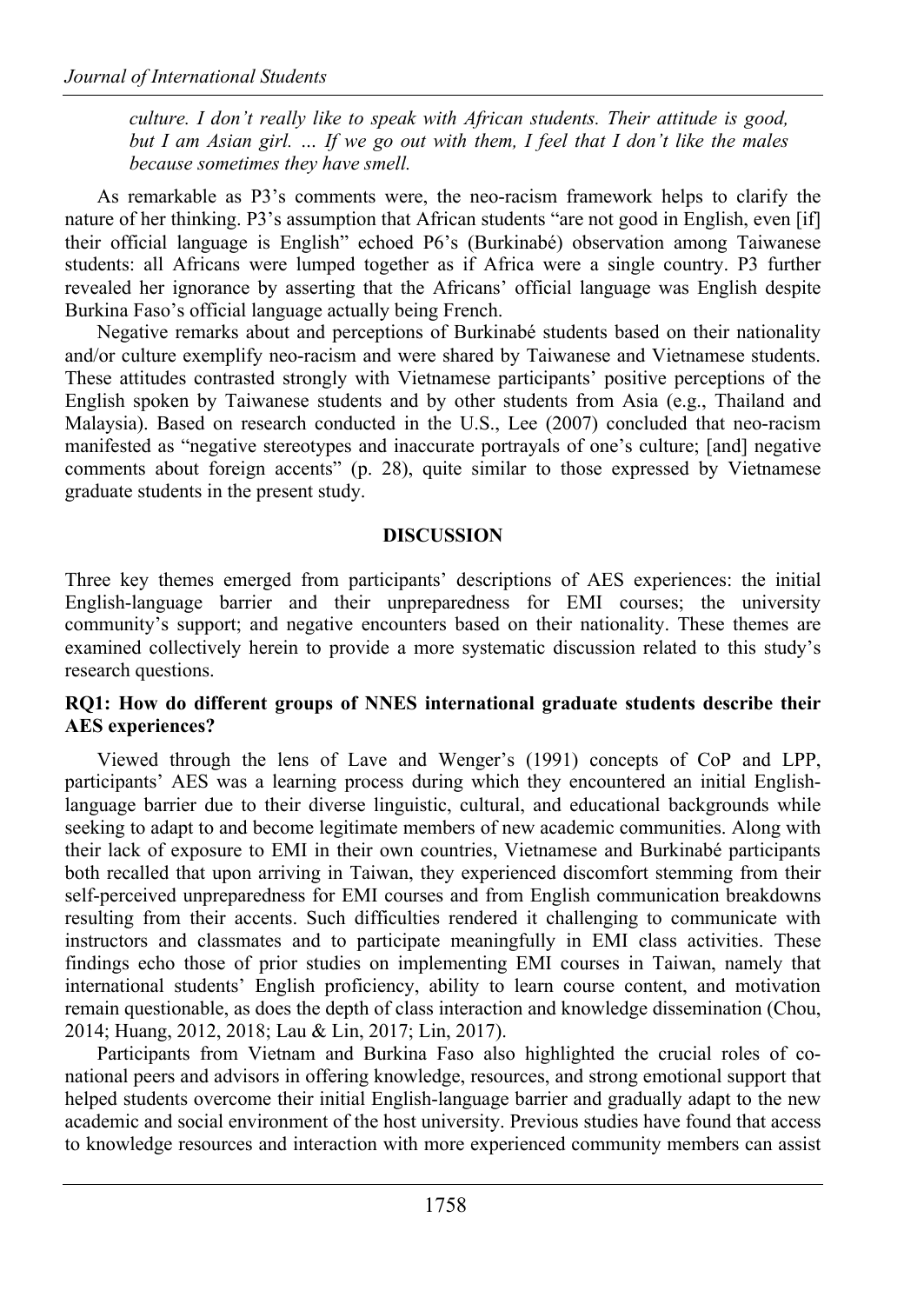*culture. I don't really like to speak with African students. Their attitude is good, but I am Asian girl. ... If we go out with them, I feel that I don't like the males because sometimes they have smell.*

As remarkable as P3's comments were, the neo-racism framework helps to clarify the nature of her thinking. P3's assumption that African students "are not good in English, even [if] their official language is English" echoed P6's (Burkinabé) observation among Taiwanese students: all Africans were lumped together as if Africa were a single country. P3 further revealed her ignorance by asserting that the Africans' official language was English despite Burkina Faso's official language actually being French.

Negative remarks about and perceptions of Burkinabé students based on their nationality and/or culture exemplify neo-racism and were shared by Taiwanese and Vietnamese students. These attitudes contrasted strongly with Vietnamese participants' positive perceptions of the English spoken by Taiwanese students and by other students from Asia (e.g., Thailand and Malaysia). Based on research conducted in the U.S., Lee (2007) concluded that neo-racism manifested as "negative stereotypes and inaccurate portrayals of one's culture; [and] negative comments about foreign accents" (p. 28), quite similar to those expressed by Vietnamese graduate students in the present study.

## DISCUSSION

Three key themes emerged from participants' descriptions of AES experiences: the initial English-language barrier and their unpreparedness for EMI courses; the university community's support; and negative encounters based on their nationality. These themes are examined collectively herein to provide a more systematic discussion related to this study's research questions.

### RQ1: How do different groups of NNES international graduate students describe their AES experiences?

Viewed through the lens of Lave and Wenger's (1991) concepts of CoP and LPP, participants' AES was a learning process during which they encountered an initial English-language barrier due to their diverse linguistic, cultural, and educational backgrounds while seeking to adapt to and become legitimate members of new academic communities. Along with their lack of exposure to EMI in their own countries, Vietnamese and Burkinabé participants both recalled that upon arriving in Taiwan, they experienced discomfort stemming from their self-perceived unpreparedness for EMI courses and from English communication breakdowns resulting from their accents. Such difficulties rendered it challenging to communicate with instructors and classmates and to participate meaningfully in EMI class activities. These findings echo those of prior studies on implementing EMI courses in Taiwan, namely that international students' English proficiency, ability to learn course content, and motivation remain questionable, as does the depth of class interaction and knowledge dissemination (Chou, 2014; Huang, 2012, 2018; Lau & Lin, 2017; Lin, 2017).

Participants from Vietnam and Burkina Faso also highlighted the crucial roles of co-national peers and advisors in offering knowledge, resources, and strong emotional support that helped students overcome their initial English-language barrier and gradually adapt to the new academic and social environment of the host university. Previous studies have found that access to knowledge resources and interaction with more experienced community members can assist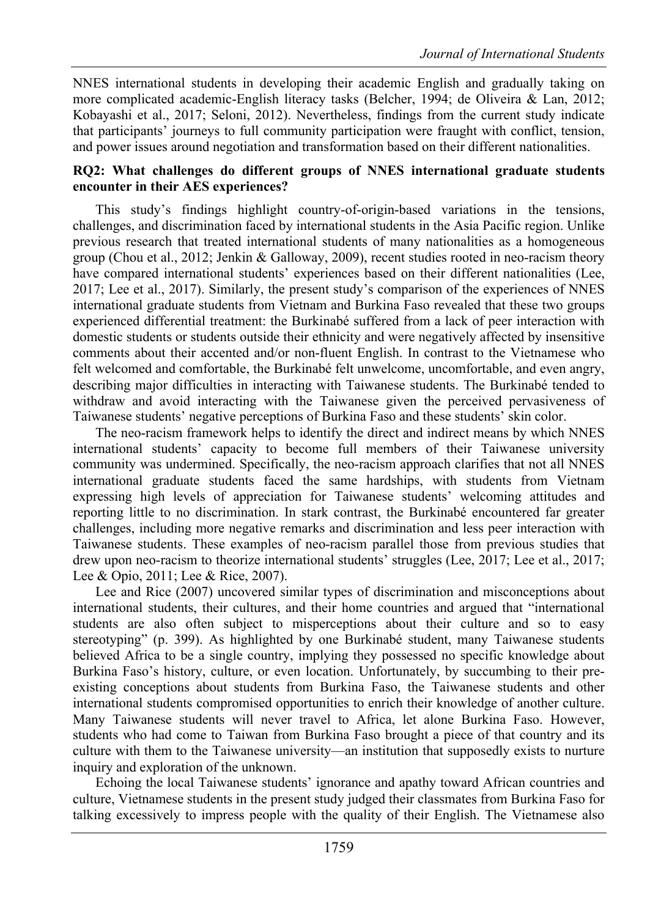NNES international students in developing their academic English and gradually taking on more complicated academic-English literacy tasks (Belcher, 1994; de Oliveira & Lan, 2012; Kobayashi et al., 2017; Seloni, 2012). Nevertheless, findings from the current study indicate that participants' journeys to full community participation were fraught with conflict, tension, and power issues around negotiation and transformation based on their different nationalities.

**RQ2: What challenges do different groups of NNES international graduate students encounter in their AES experiences?**

This study's findings highlight country-of-origin-based variations in the tensions, challenges, and discrimination faced by international students in the Asia Pacific region. Unlike previous research that treated international students of many nationalities as a homogeneous group (Chou et al., 2012; Jenkin & Galloway, 2009), recent studies rooted in neo-racism theory have compared international students' experiences based on their different nationalities (Lee, 2017; Lee et al., 2017). Similarly, the present study's comparison of the experiences of NNES international graduate students from Vietnam and Burkina Faso revealed that these two groups experienced differential treatment: the Burkinabé suffered from a lack of peer interaction with domestic students or students outside their ethnicity and were negatively affected by insensitive comments about their accented and/or non-fluent English. In contrast to the Vietnamese who felt welcomed and comfortable, the Burkinabé felt unwelcome, uncomfortable, and even angry, describing major difficulties in interacting with Taiwanese students. The Burkinabé tended to withdraw and avoid interacting with the Taiwanese given the perceived pervasiveness of Taiwanese students' negative perceptions of Burkina Faso and these students' skin color.

The neo-racism framework helps to identify the direct and indirect means by which NNES international students' capacity to become full members of their Taiwanese university community was undermined. Specifically, the neo-racism approach clarifies that not all NNES international graduate students faced the same hardships, with students from Vietnam expressing high levels of appreciation for Taiwanese students' welcoming attitudes and reporting little to no discrimination. In stark contrast, the Burkinabé encountered far greater challenges, including more negative remarks and discrimination and less peer interaction with Taiwanese students. These examples of neo-racism parallel those from previous studies that drew upon neo-racism to theorize international students' struggles (Lee, 2017; Lee et al., 2017; Lee & Opio, 2011; Lee & Rice, 2007).

Lee and Rice (2007) uncovered similar types of discrimination and misconceptions about international students, their cultures, and their home countries and argued that "international students are also often subject to misperceptions about their culture and so to easy stereotyping" (p. 399). As highlighted by one Burkinabé student, many Taiwanese students believed Africa to be a single country, implying they possessed no specific knowledge about Burkina Faso's history, culture, or even location. Unfortunately, by succumbing to their pre-existing conceptions about students from Burkina Faso, the Taiwanese students and other international students compromised opportunities to enrich their knowledge of another culture. Many Taiwanese students will never travel to Africa, let alone Burkina Faso. However, students who had come to Taiwan from Burkina Faso brought a piece of that country and its culture with them to the Taiwanese university—an institution that supposedly exists to nurture inquiry and exploration of the unknown.

Echoing the local Taiwanese students' ignorance and apathy toward African countries and culture, Vietnamese students in the present study judged their classmates from Burkina Faso for talking excessively to impress people with the quality of their English. The Vietnamese also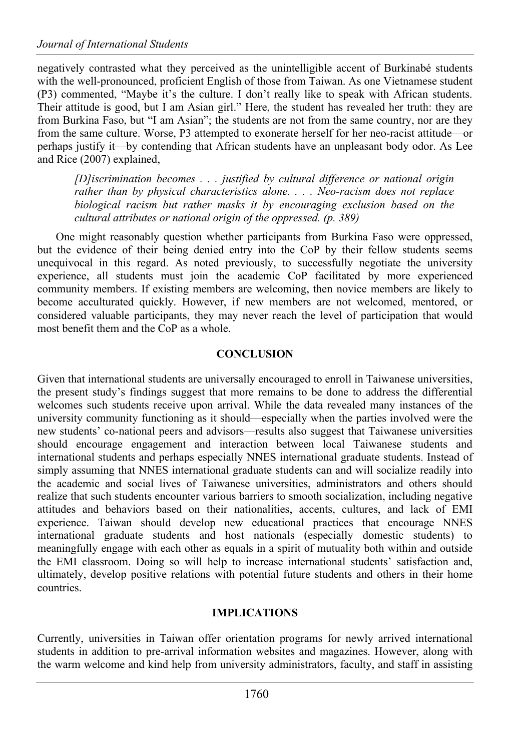negatively contrasted what they perceived as the unintelligible accent of Burkinabé students with the well-pronounced, proficient English of those from Taiwan. As one Vietnamese student (P3) commented, "Maybe it's the culture. I don't really like to speak with African students. Their attitude is good, but I am Asian girl." Here, the student has revealed her truth: they are from Burkina Faso, but "I am Asian"; the students are not from the same country, nor are they from the same culture. Worse, P3 attempted to exonerate herself for her neo-racist attitude—or perhaps justify it—by contending that African students have an unpleasant body odor. As Lee and Rice (2007) explained,

> *[D]iscrimination becomes . . . justified by cultural difference or national origin rather than by physical characteristics alone. . . . Neo-racism does not replace biological racism but rather masks it by encouraging exclusion based on the cultural attributes or national origin of the oppressed. (p. 389)*

One might reasonably question whether participants from Burkina Faso were oppressed, but the evidence of their being denied entry into the CoP by their fellow students seems unequivocal in this regard. As noted previously, to successfully negotiate the university experience, all students must join the academic CoP facilitated by more experienced community members. If existing members are welcoming, then novice members are likely to become acculturated quickly. However, if new members are not welcomed, mentored, or considered valuable participants, they may never reach the level of participation that would most benefit them and the CoP as a whole.

## CONCLUSION

Given that international students are universally encouraged to enroll in Taiwanese universities, the present study's findings suggest that more remains to be done to address the differential welcomes such students receive upon arrival. While the data revealed many instances of the university community functioning as it should—especially when the parties involved were the new students' co-national peers and advisors—results also suggest that Taiwanese universities should encourage engagement and interaction between local Taiwanese students and international students and perhaps especially NNES international graduate students. Instead of simply assuming that NNES international graduate students can and will socialize readily into the academic and social lives of Taiwanese universities, administrators and others should realize that such students encounter various barriers to smooth socialization, including negative attitudes and behaviors based on their nationalities, accents, cultures, and lack of EMI experience. Taiwan should develop new educational practices that encourage NNES international graduate students and host nationals (especially domestic students) to meaningfully engage with each other as equals in a spirit of mutuality both within and outside the EMI classroom. Doing so will help to increase international students' satisfaction and, ultimately, develop positive relations with potential future students and others in their home countries.

## IMPLICATIONS

Currently, universities in Taiwan offer orientation programs for newly arrived international students in addition to pre-arrival information websites and magazines. However, along with the warm welcome and kind help from university administrators, faculty, and staff in assisting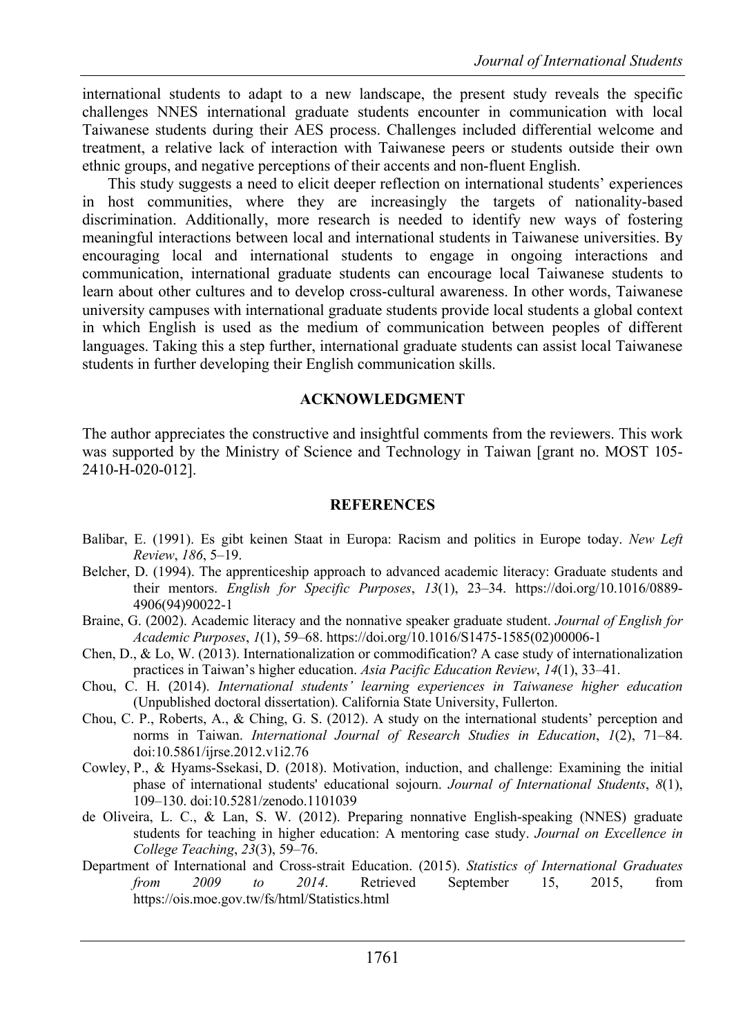international students to adapt to a new landscape, the present study reveals the specific challenges NNES international graduate students encounter in communication with local Taiwanese students during their AES process. Challenges included differential welcome and treatment, a relative lack of interaction with Taiwanese peers or students outside their own ethnic groups, and negative perceptions of their accents and non-fluent English.

This study suggests a need to elicit deeper reflection on international students' experiences in host communities, where they are increasingly the targets of nationality-based discrimination. Additionally, more research is needed to identify new ways of fostering meaningful interactions between local and international students in Taiwanese universities. By encouraging local and international students to engage in ongoing interactions and communication, international graduate students can encourage local Taiwanese students to learn about other cultures and to develop cross-cultural awareness. In other words, Taiwanese university campuses with international graduate students provide local students a global context in which English is used as the medium of communication between peoples of different languages. Taking this a step further, international graduate students can assist local Taiwanese students in further developing their English communication skills.

## ACKNOWLEDGMENT

The author appreciates the constructive and insightful comments from the reviewers. This work was supported by the Ministry of Science and Technology in Taiwan [grant no. MOST 105-2410-H-020-012].

## REFERENCES

Balibar, E. (1991). Es gibt keinen Staat in Europa: Racism and politics in Europe today. *New Left Review*, *186*, 5–19.

Belcher, D. (1994). The apprenticeship approach to advanced academic literacy: Graduate students and their mentors. *English for Specific Purposes*, *13*(1), 23–34. https://doi.org/10.1016/0889-4906(94)90022-1

Braine, G. (2002). Academic literacy and the nonnative speaker graduate student. *Journal of English for Academic Purposes*, *1*(1), 59–68. https://doi.org/10.1016/S1475-1585(02)00006-1

Chen, D., & Lo, W. (2013). Internationalization or commodification? A case study of internationalization practices in Taiwan's higher education. *Asia Pacific Education Review*, *14*(1), 33–41.

Chou, C. H. (2014). *International students' learning experiences in Taiwanese higher education* (Unpublished doctoral dissertation). California State University, Fullerton.

Chou, C. P., Roberts, A., & Ching, G. S. (2012). A study on the international students' perception and norms in Taiwan. *International Journal of Research Studies in Education*, *1*(2), 71–84. doi:10.5861/ijrse.2012.v1i2.76

Cowley, P., & Hyams-Ssekasi, D. (2018). Motivation, induction, and challenge: Examining the initial phase of international students' educational sojourn. *Journal of International Students*, *8*(1), 109–130. doi:10.5281/zenodo.1101039

de Oliveira, L. C., & Lan, S. W. (2012). Preparing nonnative English-speaking (NNES) graduate students for teaching in higher education: A mentoring case study. *Journal on Excellence in College Teaching*, *23*(3), 59–76.

Department of International and Cross-strait Education. (2015). *Statistics of International Graduates from 2009 to 2014*. Retrieved September 15, 2015, from https://ois.moe.gov.tw/fs/html/Statistics.html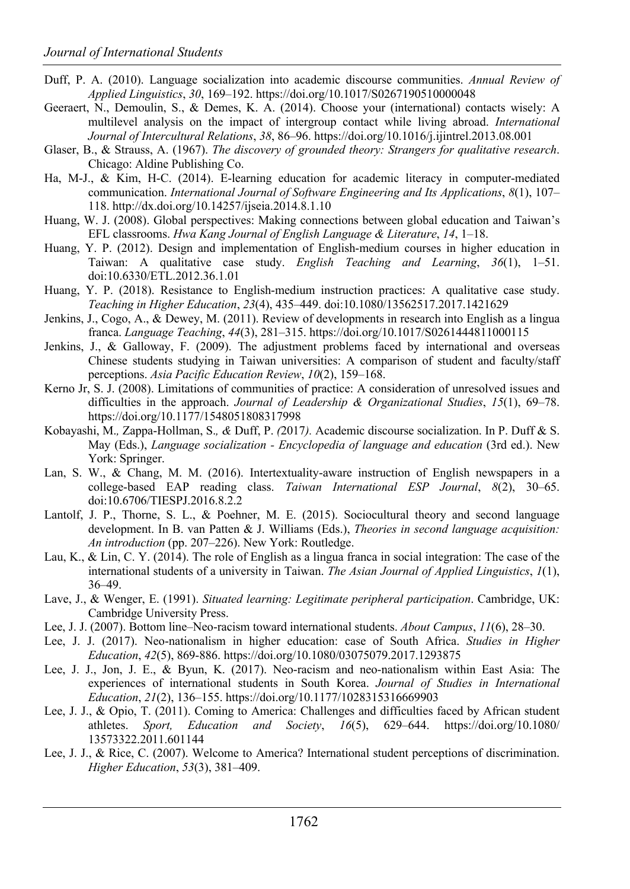Duff, P. A. (2010). Language socialization into academic discourse communities. *Annual Review of Applied Linguistics*, *30*, 169–192. https://doi.org/10.1017/S0267190510000048

Geeraert, N., Demoulin, S., & Demes, K. A. (2014). Choose your (international) contacts wisely: A multilevel analysis on the impact of intergroup contact while living abroad. *International Journal of Intercultural Relations*, *38*, 86–96. https://doi.org/10.1016/j.ijintrel.2013.08.001

Glaser, B., & Strauss, A. (1967). *The discovery of grounded theory: Strangers for qualitative research*. Chicago: Aldine Publishing Co.

Ha, M-J., & Kim, H-C. (2014). E-learning education for academic literacy in computer-mediated communication. *International Journal of Software Engineering and Its Applications*, *8*(1), 107–118. http://dx.doi.org/10.14257/ijseia.2014.8.1.10

Huang, W. J. (2008). Global perspectives: Making connections between global education and Taiwan's EFL classrooms. *Hwa Kang Journal of English Language & Literature*, *14*, 1–18.

Huang, Y. P. (2012). Design and implementation of English-medium courses in higher education in Taiwan: A qualitative case study. *English Teaching and Learning*, *36*(1), 1–51. doi:10.6330/ETL.2012.36.1.01

Huang, Y. P. (2018). Resistance to English-medium instruction practices: A qualitative case study. *Teaching in Higher Education*, *23*(4), 435–449. doi:10.1080/13562517.2017.1421629

Jenkins, J., Cogo, A., & Dewey, M. (2011). Review of developments in research into English as a lingua franca. *Language Teaching*, *44*(3), 281–315. https://doi.org/10.1017/S0261444811000115

Jenkins, J., & Galloway, F. (2009). The adjustment problems faced by international and overseas Chinese students studying in Taiwan universities: A comparison of student and faculty/staff perceptions. *Asia Pacific Education Review*, *10*(2), 159–168.

Kerno Jr, S. J. (2008). Limitations of communities of practice: A consideration of unresolved issues and difficulties in the approach. *Journal of Leadership & Organizational Studies*, *15*(1), 69–78. https://doi.org/10.1177/1548051808317998

Kobayashi, M., Zappa-Hollman, S., & Duff, P. (2017). Academic discourse socialization. In P. Duff & S. May (Eds.), *Language socialization - Encyclopedia of language and education* (3rd ed.). New York: Springer.

Lan, S. W., & Chang, M. M. (2016). Intertextuality-aware instruction of English newspapers in a college-based EAP reading class. *Taiwan International ESP Journal*, *8*(2), 30–65. doi:10.6706/TIESPJ.2016.8.2.2

Lantolf, J. P., Thorne, S. L., & Poehner, M. E. (2015). Sociocultural theory and second language development. In B. van Patten & J. Williams (Eds.), *Theories in second language acquisition: An introduction* (pp. 207–226). New York: Routledge.

Lau, K., & Lin, C. Y. (2014). The role of English as a lingua franca in social integration: The case of the international students of a university in Taiwan. *The Asian Journal of Applied Linguistics*, *1*(1), 36–49.

Lave, J., & Wenger, E. (1991). *Situated learning: Legitimate peripheral participation*. Cambridge, UK: Cambridge University Press.

Lee, J. J. (2007). Bottom line–Neo-racism toward international students. *About Campus*, *11*(6), 28–30.

Lee, J. J. (2017). Neo-nationalism in higher education: case of South Africa. *Studies in Higher Education*, *42*(5), 869-886. https://doi.org/10.1080/03075079.2017.1293875

Lee, J. J., Jon, J. E., & Byun, K. (2017). Neo-racism and neo-nationalism within East Asia: The experiences of international students in South Korea. *Journal of Studies in International Education*, *21*(2), 136–155. https://doi.org/10.1177/1028315316669903

Lee, J. J., & Opio, T. (2011). Coming to America: Challenges and difficulties faced by African student athletes. *Sport, Education and Society*, *16*(5), 629–644. https://doi.org/10.1080/13573322.2011.601144

Lee, J. J., & Rice, C. (2007). Welcome to America? International student perceptions of discrimination. *Higher Education*, *53*(3), 381–409.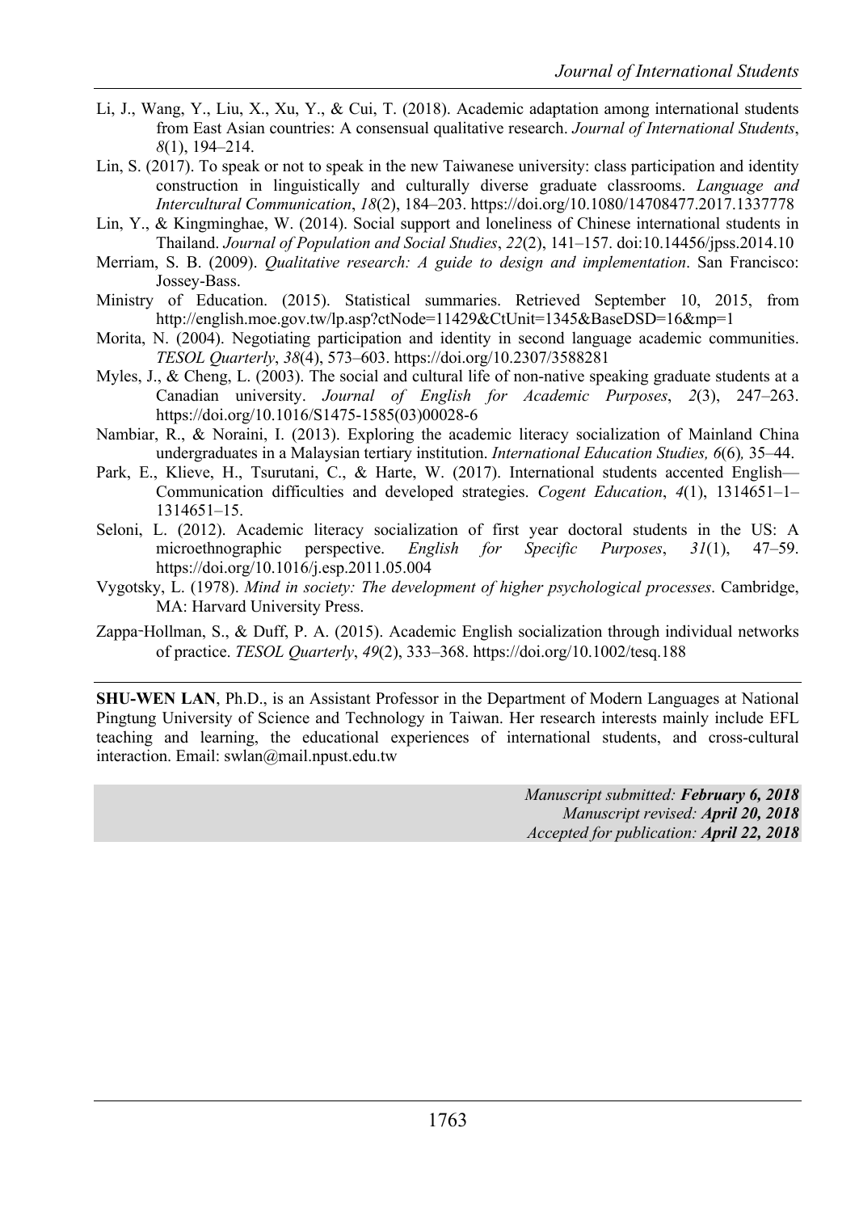Li, J., Wang, Y., Liu, X., Xu, Y., & Cui, T. (2018). Academic adaptation among international students from East Asian countries: A consensual qualitative research. *Journal of International Students*, *8*(1), 194–214.

Lin, S. (2017). To speak or not to speak in the new Taiwanese university: class participation and identity construction in linguistically and culturally diverse graduate classrooms. *Language and Intercultural Communication*, *18*(2), 184–203. https://doi.org/10.1080/14708477.2017.1337778

Lin, Y., & Kingminghae, W. (2014). Social support and loneliness of Chinese international students in Thailand. *Journal of Population and Social Studies*, *22*(2), 141–157. doi:10.14456/jpss.2014.10

Merriam, S. B. (2009). *Qualitative research: A guide to design and implementation*. San Francisco: Jossey-Bass.

Ministry of Education. (2015). Statistical summaries. Retrieved September 10, 2015, from http://english.moe.gov.tw/lp.asp?ctNode=11429&CtUnit=1345&BaseDSD=16&mp=1

Morita, N. (2004). Negotiating participation and identity in second language academic communities. *TESOL Quarterly*, *38*(4), 573–603. https://doi.org/10.2307/3588281

Myles, J., & Cheng, L. (2003). The social and cultural life of non-native speaking graduate students at a Canadian university. *Journal of English for Academic Purposes*, *2*(3), 247–263. https://doi.org/10.1016/S1475-1585(03)00028-6

Nambiar, R., & Noraini, I. (2013). Exploring the academic literacy socialization of Mainland China undergraduates in a Malaysian tertiary institution. *International Education Studies, 6*(6)*,* 35–44.

Park, E., Klieve, H., Tsurutani, C., & Harte, W. (2017). International students accented English—Communication difficulties and developed strategies. *Cogent Education*, *4*(1), 1314651–1–1314651–15.

Seloni, L. (2012). Academic literacy socialization of first year doctoral students in the US: A microethnographic perspective. *English for Specific Purposes*, *31*(1), 47–59. https://doi.org/10.1016/j.esp.2011.05.004

Vygotsky, L. (1978). *Mind in society: The development of higher psychological processes*. Cambridge, MA: Harvard University Press.

Zappa‐Hollman, S., & Duff, P. A. (2015). Academic English socialization through individual networks of practice. *TESOL Quarterly*, *49*(2), 333–368. https://doi.org/10.1002/tesq.188

---

**SHU-WEN LAN**, Ph.D., is an Assistant Professor in the Department of Modern Languages at National Pingtung University of Science and Technology in Taiwan. Her research interests mainly include EFL teaching and learning, the educational experiences of international students, and cross-cultural interaction. Email: swlan@mail.npust.edu.tw

*Manuscript submitted: **February 6, 2018***
*Manuscript revised: **April 20, 2018***
*Accepted for publication: **April 22, 2018***